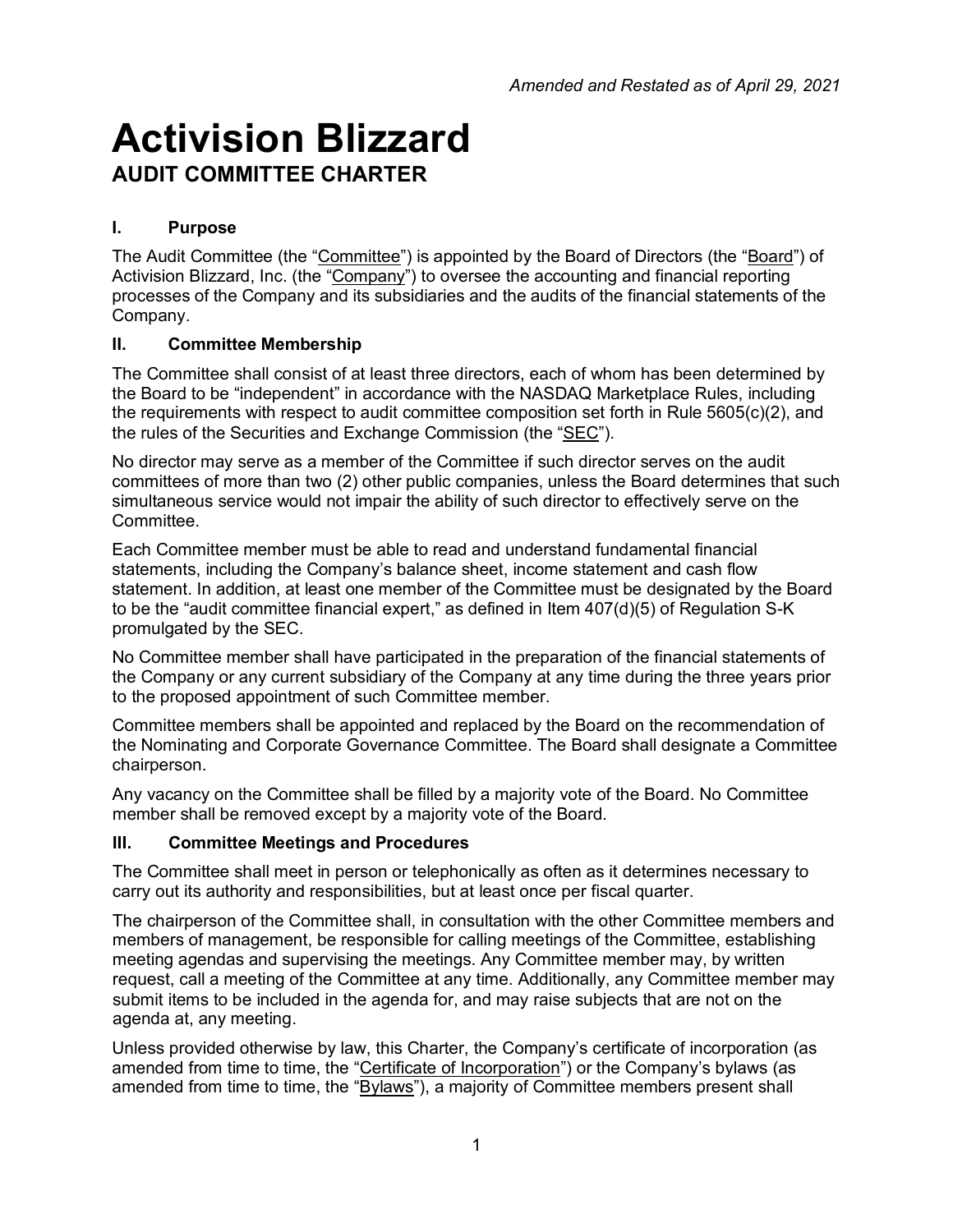*Amended and Restated as of April 29, 2021*

# Activision Blizzard

## AUDIT COMMITTEE CHARTER

### I. Purpose

The Audit Committee (the "Committee") is appointed by the Board of Directors (the "Board") of Activision Blizzard, Inc. (the "Company") to oversee the accounting and financial reporting processes of the Company and its subsidiaries and the audits of the financial statements of the Company.

### II. Committee Membership

The Committee shall consist of at least three directors, each of whom has been determined by the Board to be "independent" in accordance with the NASDAQ Marketplace Rules, including the requirements with respect to audit committee composition set forth in Rule 5605(c)(2), and the rules of the Securities and Exchange Commission (the "SEC").

No director may serve as a member of the Committee if such director serves on the audit committees of more than two (2) other public companies, unless the Board determines that such simultaneous service would not impair the ability of such director to effectively serve on the Committee.

Each Committee member must be able to read and understand fundamental financial statements, including the Company's balance sheet, income statement and cash flow statement. In addition, at least one member of the Committee must be designated by the Board to be the "audit committee financial expert," as defined in Item 407(d)(5) of Regulation S-K promulgated by the SEC.

No Committee member shall have participated in the preparation of the financial statements of the Company or any current subsidiary of the Company at any time during the three years prior to the proposed appointment of such Committee member.

Committee members shall be appointed and replaced by the Board on the recommendation of the Nominating and Corporate Governance Committee. The Board shall designate a Committee chairperson.

Any vacancy on the Committee shall be filled by a majority vote of the Board. No Committee member shall be removed except by a majority vote of the Board.

### III. Committee Meetings and Procedures

The Committee shall meet in person or telephonically as often as it determines necessary to carry out its authority and responsibilities, but at least once per fiscal quarter.

The chairperson of the Committee shall, in consultation with the other Committee members and members of management, be responsible for calling meetings of the Committee, establishing meeting agendas and supervising the meetings. Any Committee member may, by written request, call a meeting of the Committee at any time. Additionally, any Committee member may submit items to be included in the agenda for, and may raise subjects that are not on the agenda at, any meeting.

Unless provided otherwise by law, this Charter, the Company's certificate of incorporation (as amended from time to time, the "Certificate of Incorporation") or the Company's bylaws (as amended from time to time, the "Bylaws"), a majority of Committee members present shall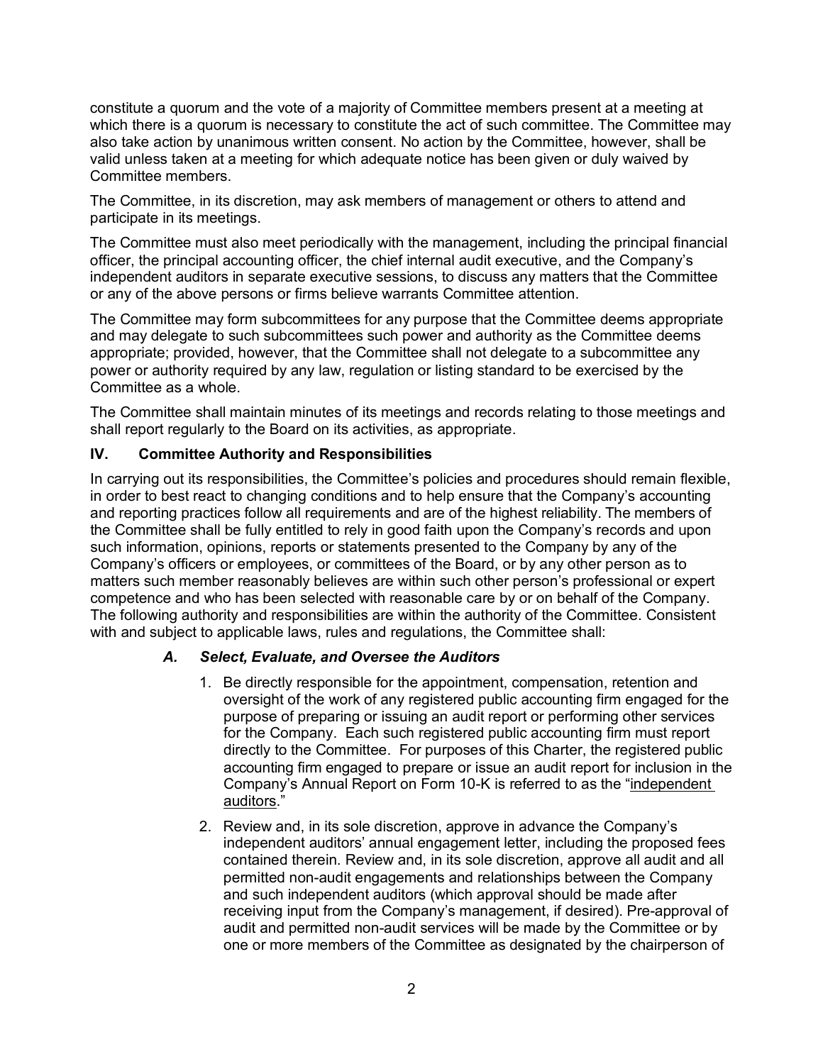constitute a quorum and the vote of a majority of Committee members present at a meeting at which there is a quorum is necessary to constitute the act of such committee. The Committee may also take action by unanimous written consent. No action by the Committee, however, shall be valid unless taken at a meeting for which adequate notice has been given or duly waived by Committee members.

The Committee, in its discretion, may ask members of management or others to attend and participate in its meetings.

The Committee must also meet periodically with the management, including the principal financial officer, the principal accounting officer, the chief internal audit executive, and the Company's independent auditors in separate executive sessions, to discuss any matters that the Committee or any of the above persons or firms believe warrants Committee attention.

The Committee may form subcommittees for any purpose that the Committee deems appropriate and may delegate to such subcommittees such power and authority as the Committee deems appropriate; provided, however, that the Committee shall not delegate to a subcommittee any power or authority required by any law, regulation or listing standard to be exercised by the Committee as a whole.

The Committee shall maintain minutes of its meetings and records relating to those meetings and shall report regularly to the Board on its activities, as appropriate.

## IV. Committee Authority and Responsibilities

In carrying out its responsibilities, the Committee's policies and procedures should remain flexible, in order to best react to changing conditions and to help ensure that the Company's accounting and reporting practices follow all requirements and are of the highest reliability. The members of the Committee shall be fully entitled to rely in good faith upon the Company's records and upon such information, opinions, reports or statements presented to the Company by any of the Company's officers or employees, or committees of the Board, or by any other person as to matters such member reasonably believes are within such other person's professional or expert competence and who has been selected with reasonable care by or on behalf of the Company. The following authority and responsibilities are within the authority of the Committee. Consistent with and subject to applicable laws, rules and regulations, the Committee shall:

### *A. Select, Evaluate, and Oversee the Auditors*

1. Be directly responsible for the appointment, compensation, retention and oversight of the work of any registered public accounting firm engaged for the purpose of preparing or issuing an audit report or performing other services for the Company. Each such registered public accounting firm must report directly to the Committee. For purposes of this Charter, the registered public accounting firm engaged to prepare or issue an audit report for inclusion in the Company's Annual Report on Form 10-K is referred to as the "independent auditors."

2. Review and, in its sole discretion, approve in advance the Company's independent auditors' annual engagement letter, including the proposed fees contained therein. Review and, in its sole discretion, approve all audit and all permitted non-audit engagements and relationships between the Company and such independent auditors (which approval should be made after receiving input from the Company's management, if desired). Pre-approval of audit and permitted non-audit services will be made by the Committee or by one or more members of the Committee as designated by the chairperson of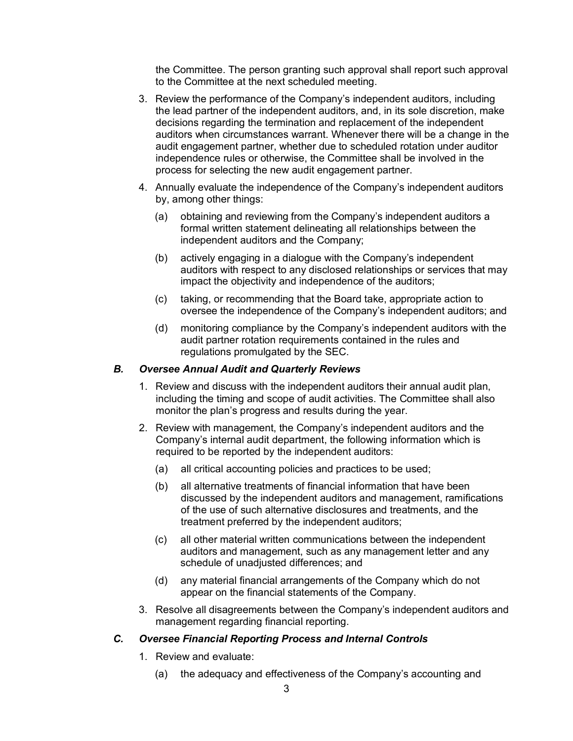the Committee. The person granting such approval shall report such approval to the Committee at the next scheduled meeting.

3. Review the performance of the Company's independent auditors, including the lead partner of the independent auditors, and, in its sole discretion, make decisions regarding the termination and replacement of the independent auditors when circumstances warrant. Whenever there will be a change in the audit engagement partner, whether due to scheduled rotation under auditor independence rules or otherwise, the Committee shall be involved in the process for selecting the new audit engagement partner.

4. Annually evaluate the independence of the Company's independent auditors by, among other things:

   (a) obtaining and reviewing from the Company's independent auditors a formal written statement delineating all relationships between the independent auditors and the Company;

   (b) actively engaging in a dialogue with the Company's independent auditors with respect to any disclosed relationships or services that may impact the objectivity and independence of the auditors;

   (c) taking, or recommending that the Board take, appropriate action to oversee the independence of the Company's independent auditors; and

   (d) monitoring compliance by the Company's independent auditors with the audit partner rotation requirements contained in the rules and regulations promulgated by the SEC.

### *B. Oversee Annual Audit and Quarterly Reviews*

1. Review and discuss with the independent auditors their annual audit plan, including the timing and scope of audit activities. The Committee shall also monitor the plan's progress and results during the year.

2. Review with management, the Company's independent auditors and the Company's internal audit department, the following information which is required to be reported by the independent auditors:

   (a) all critical accounting policies and practices to be used;

   (b) all alternative treatments of financial information that have been discussed by the independent auditors and management, ramifications of the use of such alternative disclosures and treatments, and the treatment preferred by the independent auditors;

   (c) all other material written communications between the independent auditors and management, such as any management letter and any schedule of unadjusted differences; and

   (d) any material financial arrangements of the Company which do not appear on the financial statements of the Company.

3. Resolve all disagreements between the Company's independent auditors and management regarding financial reporting.

### *C. Oversee Financial Reporting Process and Internal Controls*

1. Review and evaluate:

   (a) the adequacy and effectiveness of the Company's accounting and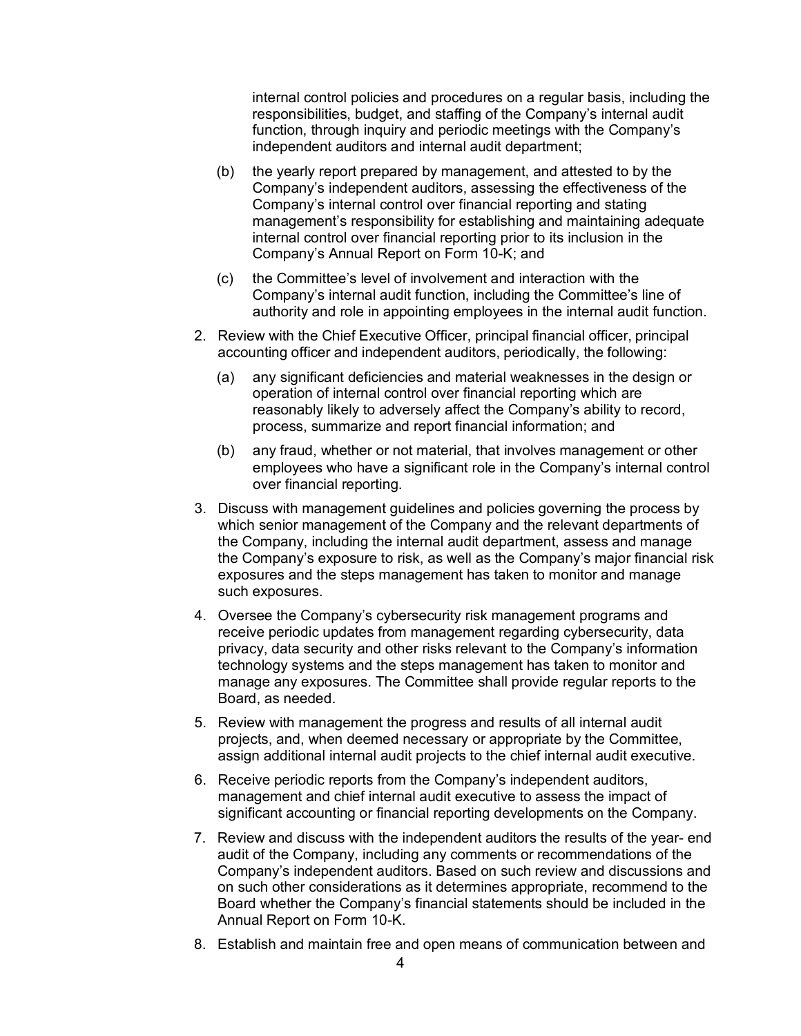internal control policies and procedures on a regular basis, including the responsibilities, budget, and staffing of the Company's internal audit function, through inquiry and periodic meetings with the Company's independent auditors and internal audit department;

   (b) the yearly report prepared by management, and attested to by the Company's independent auditors, assessing the effectiveness of the Company's internal control over financial reporting and stating management's responsibility for establishing and maintaining adequate internal control over financial reporting prior to its inclusion in the Company's Annual Report on Form 10-K; and

   (c) the Committee's level of involvement and interaction with the Company's internal audit function, including the Committee's line of authority and role in appointing employees in the internal audit function.

2. Review with the Chief Executive Officer, principal financial officer, principal accounting officer and independent auditors, periodically, the following:

   (a) any significant deficiencies and material weaknesses in the design or operation of internal control over financial reporting which are reasonably likely to adversely affect the Company's ability to record, process, summarize and report financial information; and

   (b) any fraud, whether or not material, that involves management or other employees who have a significant role in the Company's internal control over financial reporting.

3. Discuss with management guidelines and policies governing the process by which senior management of the Company and the relevant departments of the Company, including the internal audit department, assess and manage the Company's exposure to risk, as well as the Company's major financial risk exposures and the steps management has taken to monitor and manage such exposures.

4. Oversee the Company's cybersecurity risk management programs and receive periodic updates from management regarding cybersecurity, data privacy, data security and other risks relevant to the Company's information technology systems and the steps management has taken to monitor and manage any exposures. The Committee shall provide regular reports to the Board, as needed.

5. Review with management the progress and results of all internal audit projects, and, when deemed necessary or appropriate by the Committee, assign additional internal audit projects to the chief internal audit executive.

6. Receive periodic reports from the Company's independent auditors, management and chief internal audit executive to assess the impact of significant accounting or financial reporting developments on the Company.

7. Review and discuss with the independent auditors the results of the year- end audit of the Company, including any comments or recommendations of the Company's independent auditors. Based on such review and discussions and on such other considerations as it determines appropriate, recommend to the Board whether the Company's financial statements should be included in the Annual Report on Form 10-K.

8. Establish and maintain free and open means of communication between and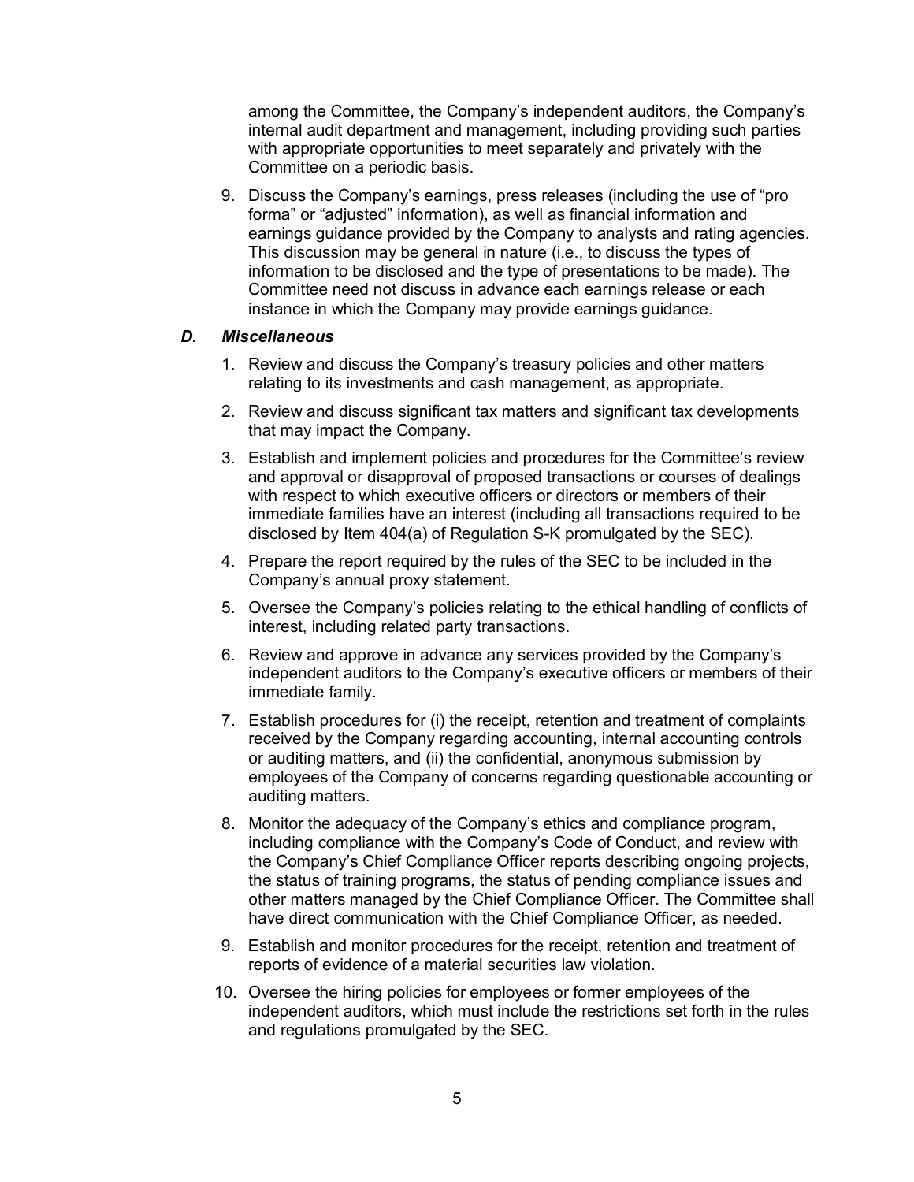among the Committee, the Company's independent auditors, the Company's internal audit department and management, including providing such parties with appropriate opportunities to meet separately and privately with the Committee on a periodic basis.

9. Discuss the Company's earnings, press releases (including the use of "pro forma" or "adjusted" information), as well as financial information and earnings guidance provided by the Company to analysts and rating agencies. This discussion may be general in nature (i.e., to discuss the types of information to be disclosed and the type of presentations to be made). The Committee need not discuss in advance each earnings release or each instance in which the Company may provide earnings guidance.

### *D. Miscellaneous*

1. Review and discuss the Company's treasury policies and other matters relating to its investments and cash management, as appropriate.
2. Review and discuss significant tax matters and significant tax developments that may impact the Company.
3. Establish and implement policies and procedures for the Committee's review and approval or disapproval of proposed transactions or courses of dealings with respect to which executive officers or directors or members of their immediate families have an interest (including all transactions required to be disclosed by Item 404(a) of Regulation S-K promulgated by the SEC).
4. Prepare the report required by the rules of the SEC to be included in the Company's annual proxy statement.
5. Oversee the Company's policies relating to the ethical handling of conflicts of interest, including related party transactions.
6. Review and approve in advance any services provided by the Company's independent auditors to the Company's executive officers or members of their immediate family.
7. Establish procedures for (i) the receipt, retention and treatment of complaints received by the Company regarding accounting, internal accounting controls or auditing matters, and (ii) the confidential, anonymous submission by employees of the Company of concerns regarding questionable accounting or auditing matters.
8. Monitor the adequacy of the Company's ethics and compliance program, including compliance with the Company's Code of Conduct, and review with the Company's Chief Compliance Officer reports describing ongoing projects, the status of training programs, the status of pending compliance issues and other matters managed by the Chief Compliance Officer. The Committee shall have direct communication with the Chief Compliance Officer, as needed.
9. Establish and monitor procedures for the receipt, retention and treatment of reports of evidence of a material securities law violation.
10. Oversee the hiring policies for employees or former employees of the independent auditors, which must include the restrictions set forth in the rules and regulations promulgated by the SEC.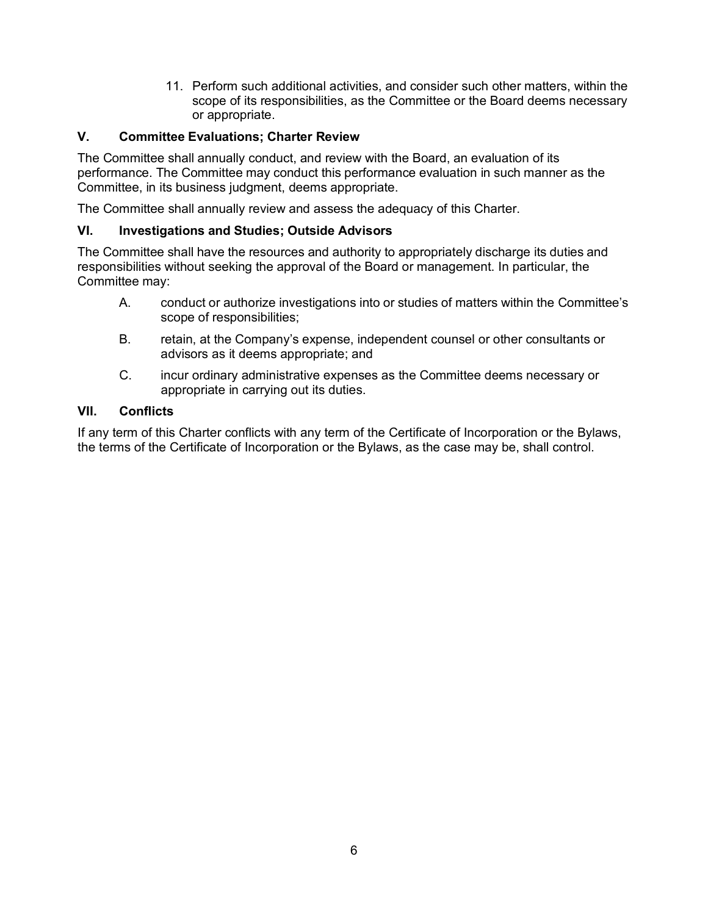11. Perform such additional activities, and consider such other matters, within the scope of its responsibilities, as the Committee or the Board deems necessary or appropriate.

## V. Committee Evaluations; Charter Review

The Committee shall annually conduct, and review with the Board, an evaluation of its performance. The Committee may conduct this performance evaluation in such manner as the Committee, in its business judgment, deems appropriate.

The Committee shall annually review and assess the adequacy of this Charter.

## VI. Investigations and Studies; Outside Advisors

The Committee shall have the resources and authority to appropriately discharge its duties and responsibilities without seeking the approval of the Board or management. In particular, the Committee may:

A. conduct or authorize investigations into or studies of matters within the Committee's scope of responsibilities;

B. retain, at the Company's expense, independent counsel or other consultants or advisors as it deems appropriate; and

C. incur ordinary administrative expenses as the Committee deems necessary or appropriate in carrying out its duties.

## VII. Conflicts

If any term of this Charter conflicts with any term of the Certificate of Incorporation or the Bylaws, the terms of the Certificate of Incorporation or the Bylaws, as the case may be, shall control.